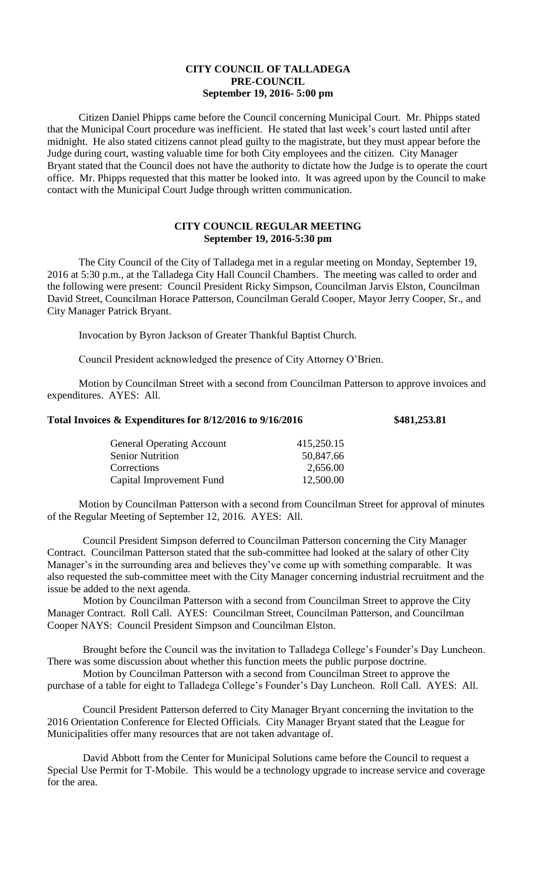**CITY COUNCIL OF TALLADEGA**
**PRE-COUNCIL**
**September 19, 2016- 5:00 pm**

Citizen Daniel Phipps came before the Council concerning Municipal Court. Mr. Phipps stated that the Municipal Court procedure was inefficient. He stated that last week's court lasted until after midnight. He also stated citizens cannot plead guilty to the magistrate, but they must appear before the Judge during court, wasting valuable time for both City employees and the citizen. City Manager Bryant stated that the Council does not have the authority to dictate how the Judge is to operate the court office. Mr. Phipps requested that this matter be looked into. It was agreed upon by the Council to make contact with the Municipal Court Judge through written communication.

**CITY COUNCIL REGULAR MEETING**
**September 19, 2016-5:30 pm**

The City Council of the City of Talladega met in a regular meeting on Monday, September 19, 2016 at 5:30 p.m., at the Talladega City Hall Council Chambers. The meeting was called to order and the following were present: Council President Ricky Simpson, Councilman Jarvis Elston, Councilman David Street, Councilman Horace Patterson, Councilman Gerald Cooper, Mayor Jerry Cooper, Sr., and City Manager Patrick Bryant.

Invocation by Byron Jackson of Greater Thankful Baptist Church.

Council President acknowledged the presence of City Attorney O'Brien.

Motion by Councilman Street with a second from Councilman Patterson to approve invoices and expenditures. AYES: All.

**Total Invoices & Expenditures for 8/12/2016 to 9/16/2016 $481,253.81**

| | |
|---|---|
| General Operating Account | 415,250.15 |
| Senior Nutrition | 50,847.66 |
| Corrections | 2,656.00 |
| Capital Improvement Fund | 12,500.00 |

Motion by Councilman Patterson with a second from Councilman Street for approval of minutes of the Regular Meeting of September 12, 2016. AYES: All.

Council President Simpson deferred to Councilman Patterson concerning the City Manager Contract. Councilman Patterson stated that the sub-committee had looked at the salary of other City Manager's in the surrounding area and believes they've come up with something comparable. It was also requested the sub-committee meet with the City Manager concerning industrial recruitment and the issue be added to the next agenda.

Motion by Councilman Patterson with a second from Councilman Street to approve the City Manager Contract. Roll Call. AYES: Councilman Street, Councilman Patterson, and Councilman Cooper NAYS: Council President Simpson and Councilman Elston.

Brought before the Council was the invitation to Talladega College's Founder's Day Luncheon. There was some discussion about whether this function meets the public purpose doctrine.

Motion by Councilman Patterson with a second from Councilman Street to approve the purchase of a table for eight to Talladega College's Founder's Day Luncheon. Roll Call. AYES: All.

Council President Patterson deferred to City Manager Bryant concerning the invitation to the 2016 Orientation Conference for Elected Officials. City Manager Bryant stated that the League for Municipalities offer many resources that are not taken advantage of.

David Abbott from the Center for Municipal Solutions came before the Council to request a Special Use Permit for T-Mobile. This would be a technology upgrade to increase service and coverage for the area.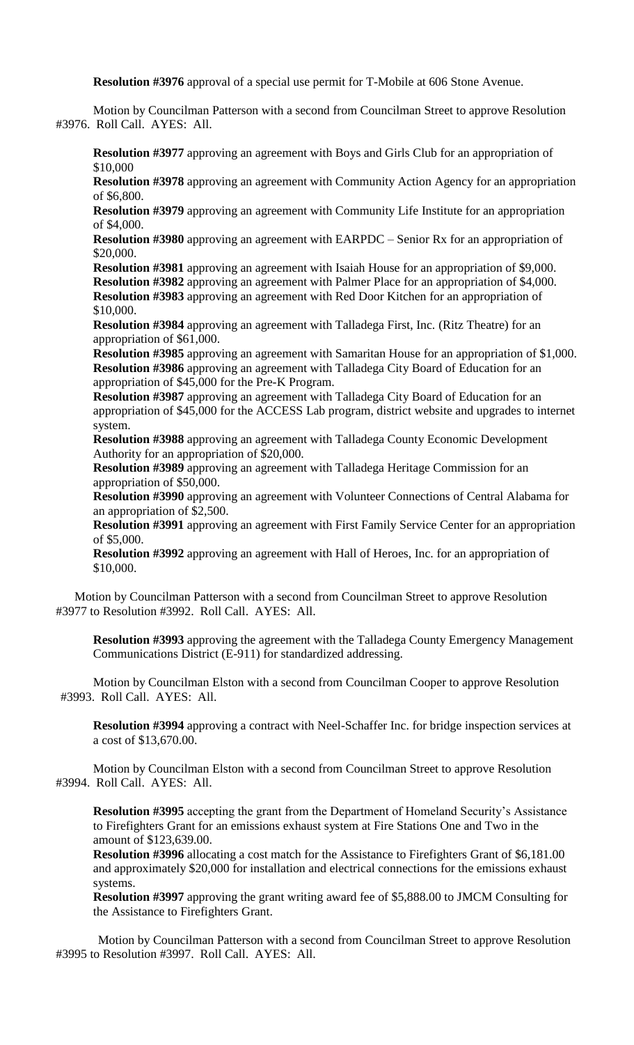**Resolution #3976** approval of a special use permit for T-Mobile at 606 Stone Avenue.

Motion by Councilman Patterson with a second from Councilman Street to approve Resolution #3976. Roll Call. AYES: All.

**Resolution #3977** approving an agreement with Boys and Girls Club for an appropriation of $10,000

**Resolution #3978** approving an agreement with Community Action Agency for an appropriation of $6,800.

**Resolution #3979** approving an agreement with Community Life Institute for an appropriation of $4,000.

**Resolution #3980** approving an agreement with EARPDC – Senior Rx for an appropriation of $20,000.

**Resolution #3981** approving an agreement with Isaiah House for an appropriation of $9,000.

**Resolution #3982** approving an agreement with Palmer Place for an appropriation of $4,000.

**Resolution #3983** approving an agreement with Red Door Kitchen for an appropriation of $10,000.

**Resolution #3984** approving an agreement with Talladega First, Inc. (Ritz Theatre) for an appropriation of $61,000.

**Resolution #3985** approving an agreement with Samaritan House for an appropriation of $1,000.

**Resolution #3986** approving an agreement with Talladega City Board of Education for an appropriation of $45,000 for the Pre-K Program.

**Resolution #3987** approving an agreement with Talladega City Board of Education for an appropriation of $45,000 for the ACCESS Lab program, district website and upgrades to internet system.

**Resolution #3988** approving an agreement with Talladega County Economic Development Authority for an appropriation of $20,000.

**Resolution #3989** approving an agreement with Talladega Heritage Commission for an appropriation of $50,000.

**Resolution #3990** approving an agreement with Volunteer Connections of Central Alabama for an appropriation of $2,500.

**Resolution #3991** approving an agreement with First Family Service Center for an appropriation of $5,000.

**Resolution #3992** approving an agreement with Hall of Heroes, Inc. for an appropriation of $10,000.

Motion by Councilman Patterson with a second from Councilman Street to approve Resolution #3977 to Resolution #3992. Roll Call. AYES: All.

**Resolution #3993** approving the agreement with the Talladega County Emergency Management Communications District (E-911) for standardized addressing.

Motion by Councilman Elston with a second from Councilman Cooper to approve Resolution #3993. Roll Call. AYES: All.

**Resolution #3994** approving a contract with Neel-Schaffer Inc. for bridge inspection services at a cost of $13,670.00.

Motion by Councilman Elston with a second from Councilman Street to approve Resolution #3994. Roll Call. AYES: All.

**Resolution #3995** accepting the grant from the Department of Homeland Security's Assistance to Firefighters Grant for an emissions exhaust system at Fire Stations One and Two in the amount of $123,639.00.

**Resolution #3996** allocating a cost match for the Assistance to Firefighters Grant of $6,181.00 and approximately $20,000 for installation and electrical connections for the emissions exhaust systems.

**Resolution #3997** approving the grant writing award fee of $5,888.00 to JMCM Consulting for the Assistance to Firefighters Grant.

Motion by Councilman Patterson with a second from Councilman Street to approve Resolution #3995 to Resolution #3997. Roll Call. AYES: All.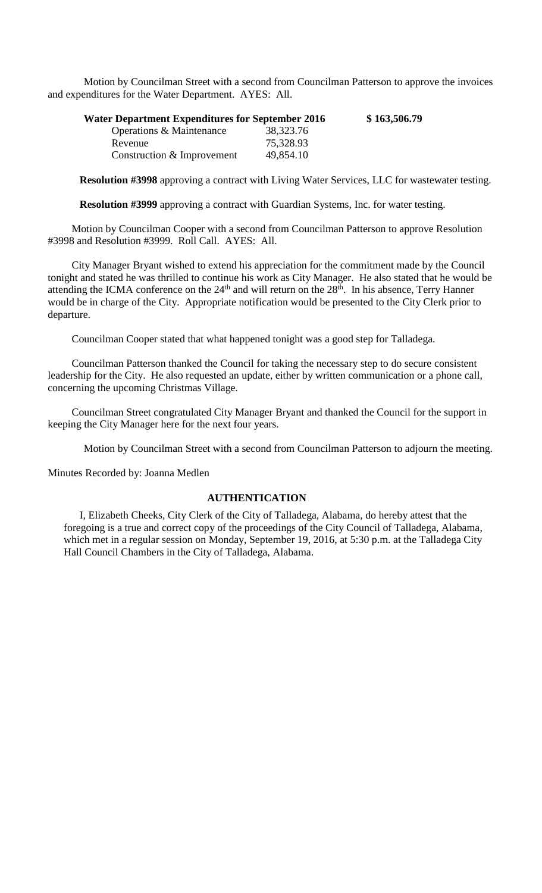Motion by Councilman Street with a second from Councilman Patterson to approve the invoices and expenditures for the Water Department. AYES: All.

| | | |
|---|---|---|
| **Water Department Expenditures for September 2016** | | **$ 163,506.79** |
| Operations & Maintenance | 38,323.76 | |
| Revenue | 75,328.93 | |
| Construction & Improvement | 49,854.10 | |

**Resolution #3998** approving a contract with Living Water Services, LLC for wastewater testing.

**Resolution #3999** approving a contract with Guardian Systems, Inc. for water testing.

Motion by Councilman Cooper with a second from Councilman Patterson to approve Resolution #3998 and Resolution #3999. Roll Call. AYES: All.

City Manager Bryant wished to extend his appreciation for the commitment made by the Council tonight and stated he was thrilled to continue his work as City Manager. He also stated that he would be attending the ICMA conference on the 24th and will return on the 28th. In his absence, Terry Hanner would be in charge of the City. Appropriate notification would be presented to the City Clerk prior to departure.

Councilman Cooper stated that what happened tonight was a good step for Talladega.

Councilman Patterson thanked the Council for taking the necessary step to do secure consistent leadership for the City. He also requested an update, either by written communication or a phone call, concerning the upcoming Christmas Village.

Councilman Street congratulated City Manager Bryant and thanked the Council for the support in keeping the City Manager here for the next four years.

Motion by Councilman Street with a second from Councilman Patterson to adjourn the meeting.

Minutes Recorded by: Joanna Medlen

## AUTHENTICATION

I, Elizabeth Cheeks, City Clerk of the City of Talladega, Alabama, do hereby attest that the foregoing is a true and correct copy of the proceedings of the City Council of Talladega, Alabama, which met in a regular session on Monday, September 19, 2016, at 5:30 p.m. at the Talladega City Hall Council Chambers in the City of Talladega, Alabama.